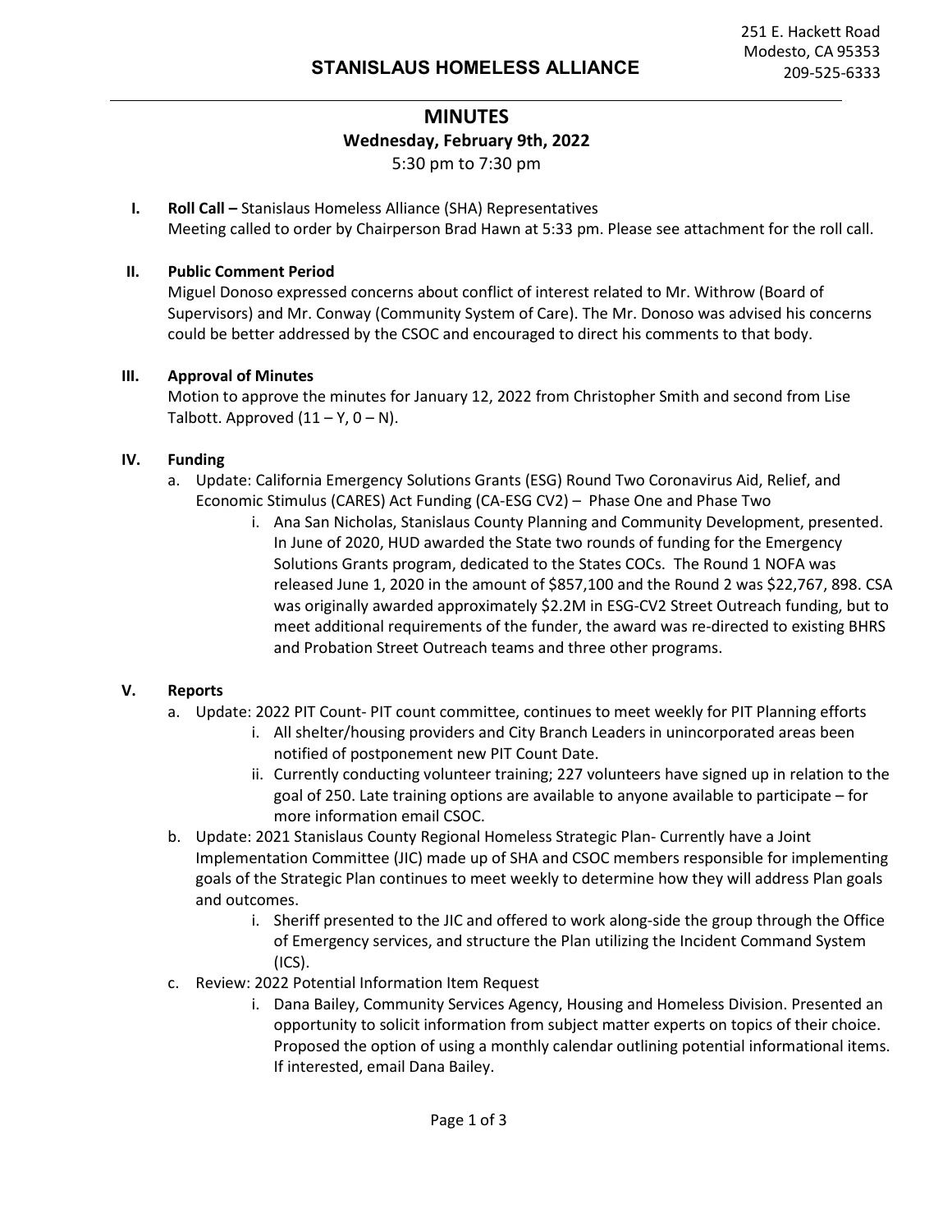251 E. Hackett Road
Modesto, CA 95353
209-525-6333

# STANISLAUS HOMELESS ALLIANCE

## MINUTES

**Wednesday, February 9th, 2022**

5:30 pm to 7:30 pm

**I. Roll Call –** Stanislaus Homeless Alliance (SHA) Representatives
Meeting called to order by Chairperson Brad Hawn at 5:33 pm. Please see attachment for the roll call.

**II. Public Comment Period**
Miguel Donoso expressed concerns about conflict of interest related to Mr. Withrow (Board of Supervisors) and Mr. Conway (Community System of Care). The Mr. Donoso was advised his concerns could be better addressed by the CSOC and encouraged to direct his comments to that body.

**III. Approval of Minutes**
Motion to approve the minutes for January 12, 2022 from Christopher Smith and second from Lise Talbott. Approved (11 – Y, 0 – N).

**IV. Funding**

a. Update: California Emergency Solutions Grants (ESG) Round Two Coronavirus Aid, Relief, and Economic Stimulus (CARES) Act Funding (CA-ESG CV2) – Phase One and Phase Two

i. Ana San Nicholas, Stanislaus County Planning and Community Development, presented. In June of 2020, HUD awarded the State two rounds of funding for the Emergency Solutions Grants program, dedicated to the States COCs. The Round 1 NOFA was released June 1, 2020 in the amount of $857,100 and the Round 2 was $22,767, 898. CSA was originally awarded approximately $2.2M in ESG-CV2 Street Outreach funding, but to meet additional requirements of the funder, the award was re-directed to existing BHRS and Probation Street Outreach teams and three other programs.

**V. Reports**

a. Update: 2022 PIT Count- PIT count committee, continues to meet weekly for PIT Planning efforts

i. All shelter/housing providers and City Branch Leaders in unincorporated areas been notified of postponement new PIT Count Date.

ii. Currently conducting volunteer training; 227 volunteers have signed up in relation to the goal of 250. Late training options are available to anyone available to participate – for more information email CSOC.

b. Update: 2021 Stanislaus County Regional Homeless Strategic Plan- Currently have a Joint Implementation Committee (JIC) made up of SHA and CSOC members responsible for implementing goals of the Strategic Plan continues to meet weekly to determine how they will address Plan goals and outcomes.

i. Sheriff presented to the JIC and offered to work along-side the group through the Office of Emergency services, and structure the Plan utilizing the Incident Command System (ICS).

c. Review: 2022 Potential Information Item Request

i. Dana Bailey, Community Services Agency, Housing and Homeless Division. Presented an opportunity to solicit information from subject matter experts on topics of their choice. Proposed the option of using a monthly calendar outlining potential informational items. If interested, email Dana Bailey.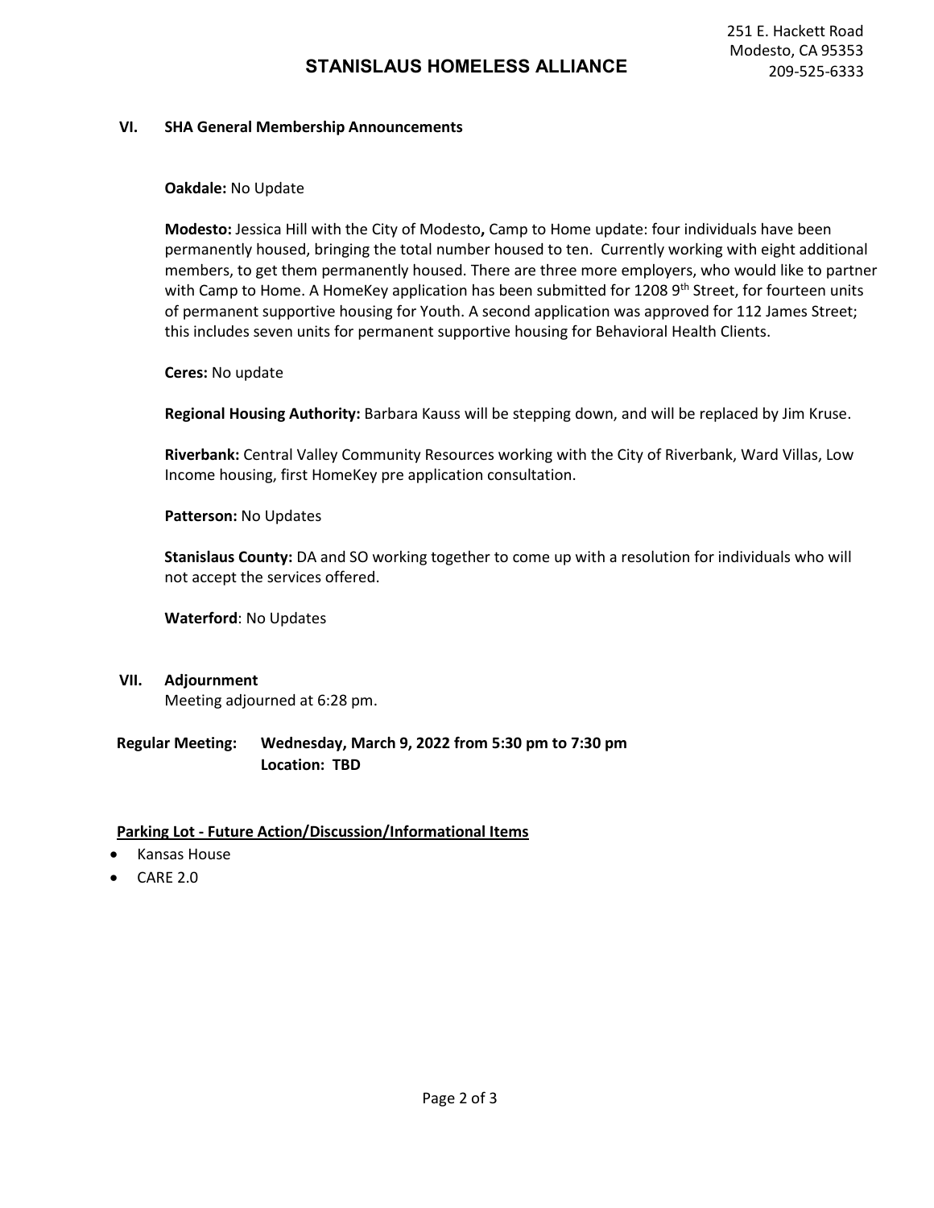### VI. SHA General Membership Announcements

**Oakdale:** No Update

**Modesto:** Jessica Hill with the City of Modesto**,** Camp to Home update: four individuals have been permanently housed, bringing the total number housed to ten. Currently working with eight additional members, to get them permanently housed. There are three more employers, who would like to partner with Camp to Home. A HomeKey application has been submitted for 1208 9th Street, for fourteen units of permanent supportive housing for Youth. A second application was approved for 112 James Street; this includes seven units for permanent supportive housing for Behavioral Health Clients.

**Ceres:** No update

**Regional Housing Authority:** Barbara Kauss will be stepping down, and will be replaced by Jim Kruse.

**Riverbank:** Central Valley Community Resources working with the City of Riverbank, Ward Villas, Low Income housing, first HomeKey pre application consultation.

**Patterson:** No Updates

**Stanislaus County:** DA and SO working together to come up with a resolution for individuals who will not accept the services offered.

**Waterford**: No Updates

### VII. Adjournment

Meeting adjourned at 6:28 pm.

**Regular Meeting: Wednesday, March 9, 2022 from 5:30 pm to 7:30 pm**
**Location: TBD**

**Parking Lot - Future Action/Discussion/Informational Items**

- Kansas House
- CARE 2.0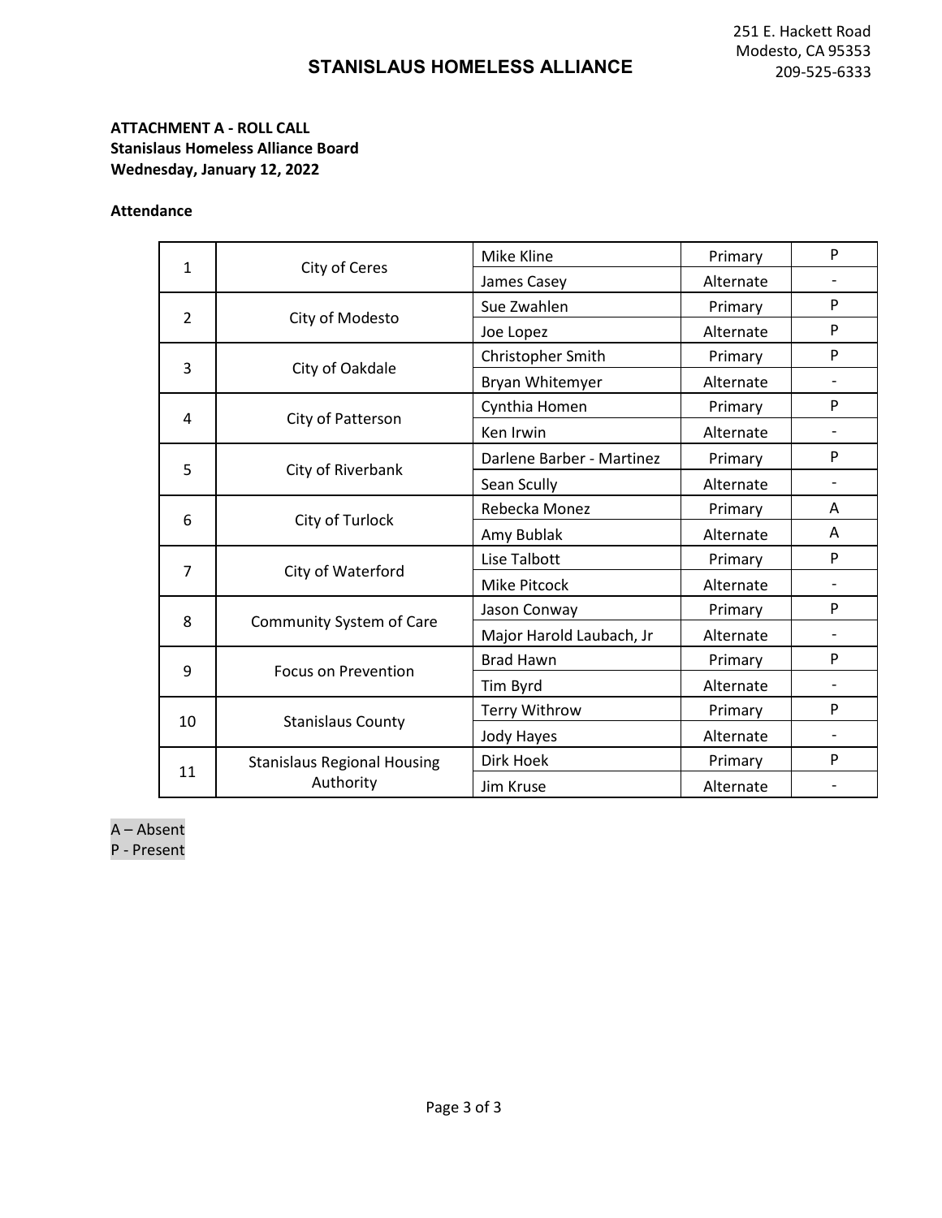**STANISLAUS HOMELESS ALLIANCE**

251 E. Hackett Road
Modesto, CA 95353
209-525-6333

**ATTACHMENT A - ROLL CALL**
**Stanislaus Homeless Alliance Board**
**Wednesday, January 12, 2022**

**Attendance**

| | | | | |
|---|---|---|---|---|
| 1 | City of Ceres | Mike Kline | Primary | P |
| | | James Casey | Alternate | - |
| 2 | City of Modesto | Sue Zwahlen | Primary | P |
| | | Joe Lopez | Alternate | P |
| 3 | City of Oakdale | Christopher Smith | Primary | P |
| | | Bryan Whitemyer | Alternate | - |
| 4 | City of Patterson | Cynthia Homen | Primary | P |
| | | Ken Irwin | Alternate | - |
| 5 | City of Riverbank | Darlene Barber - Martinez | Primary | P |
| | | Sean Scully | Alternate | - |
| 6 | City of Turlock | Rebecka Monez | Primary | A |
| | | Amy Bublak | Alternate | A |
| 7 | City of Waterford | Lise Talbott | Primary | P |
| | | Mike Pitcock | Alternate | - |
| 8 | Community System of Care | Jason Conway | Primary | P |
| | | Major Harold Laubach, Jr | Alternate | - |
| 9 | Focus on Prevention | Brad Hawn | Primary | P |
| | | Tim Byrd | Alternate | - |
| 10 | Stanislaus County | Terry Withrow | Primary | P |
| | | Jody Hayes | Alternate | - |
| 11 | Stanislaus Regional Housing Authority | Dirk Hoek | Primary | P |
| | | Jim Kruse | Alternate | - |

A – Absent
P - Present